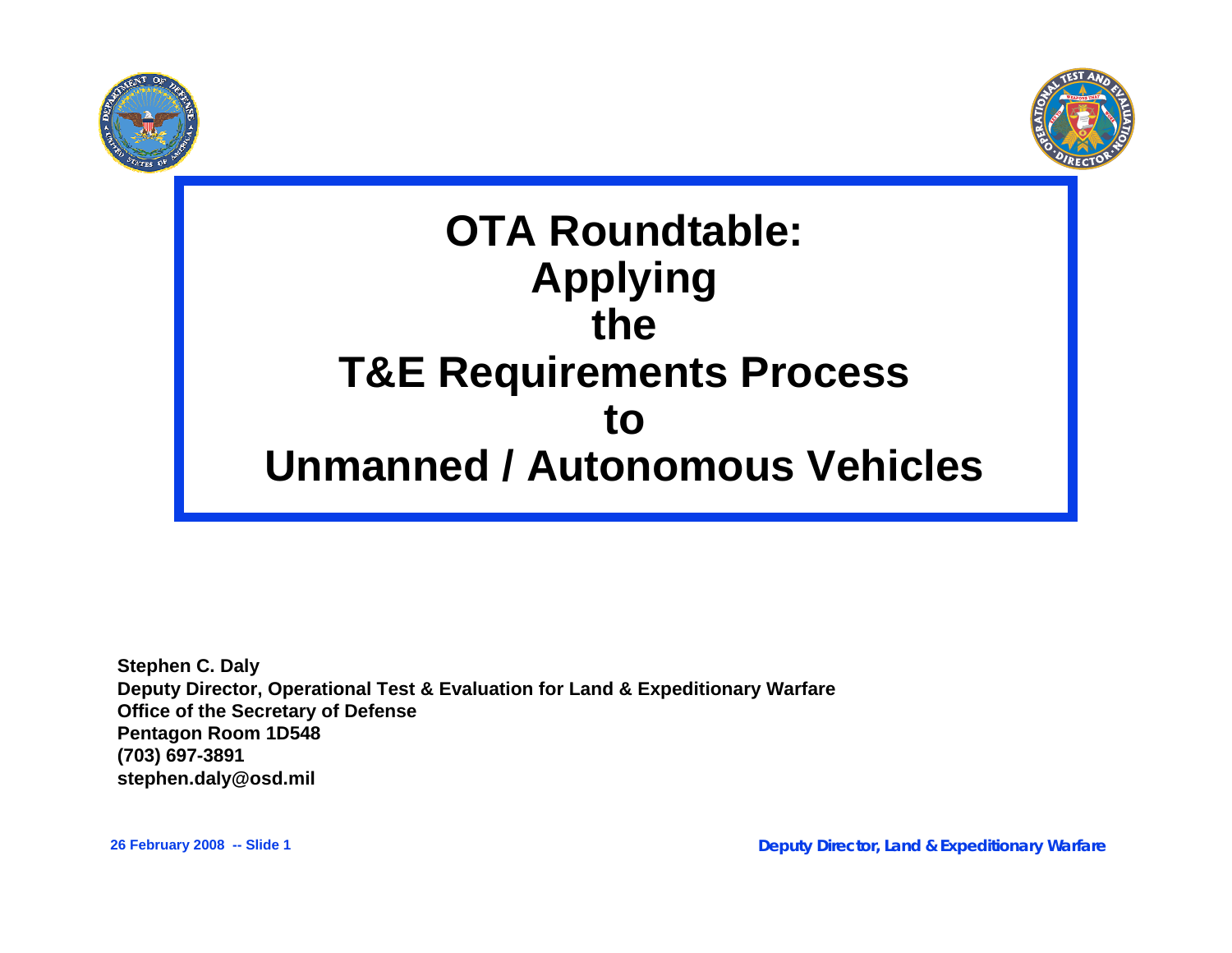# OTA Roundtable: Applying the T&E Requirements Process to Unmanned / Autonomous Vehicles

**Stephen C. Daly**
**Deputy Director, Operational Test & Evaluation for Land & Expeditionary Warfare**
**Office of the Secretary of Defense**
**Pentagon Room 1D548**
**(703) 697-3891**
**stephen.daly@osd.mil**

26 February 2008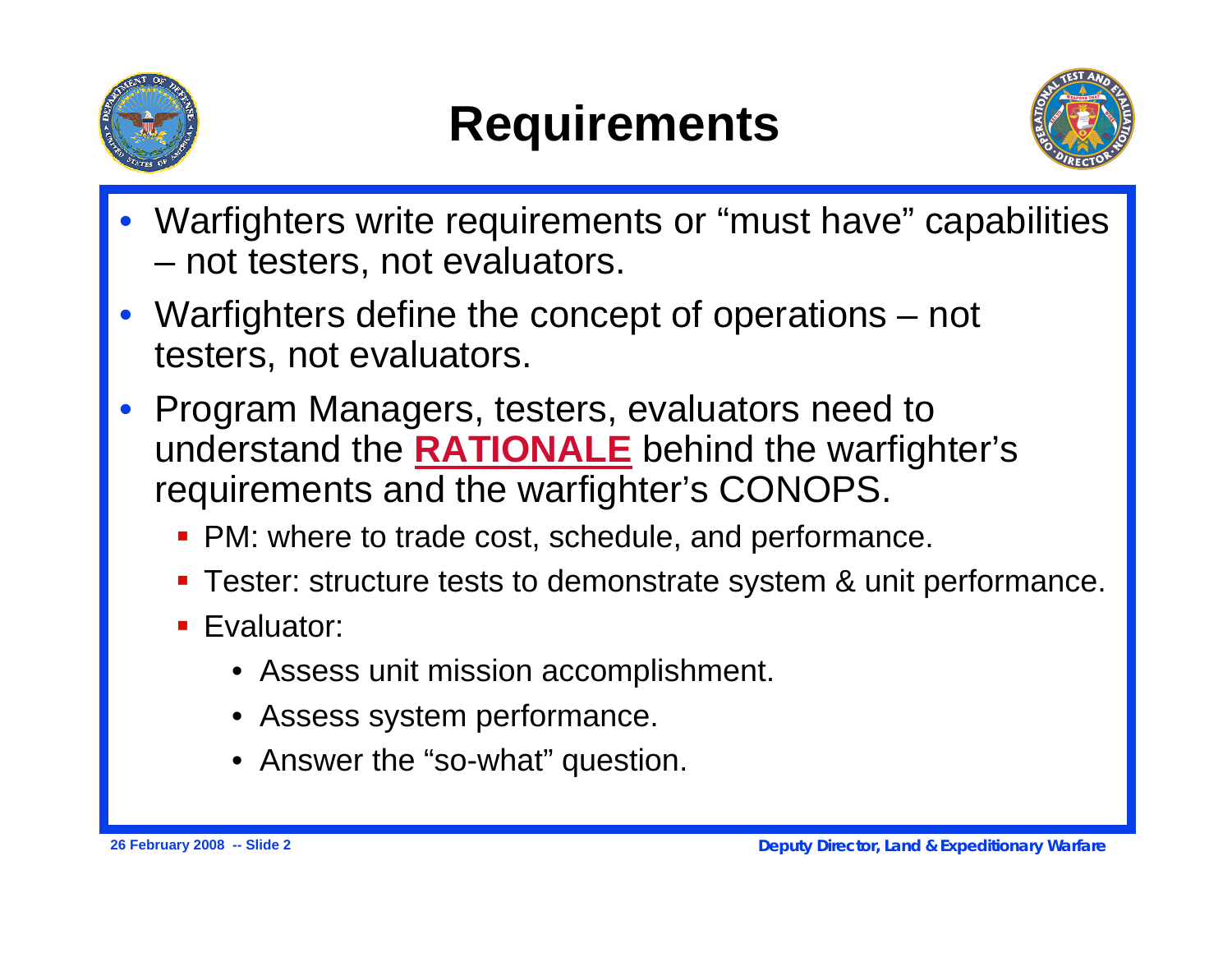# Requirements

- Warfighters write requirements or "must have" capabilities – not testers, not evaluators.
- Warfighters define the concept of operations – not testers, not evaluators.
- Program Managers, testers, evaluators need to understand the **RATIONALE** behind the warfighter's requirements and the warfighter's CONOPS.
  - PM: where to trade cost, schedule, and performance.
  - Tester: structure tests to demonstrate system & unit performance.
  - Evaluator:
    - Assess unit mission accomplishment.
    - Assess system performance.
    - Answer the "so-what" question.

26 February 2008 -- Slide 2

*Deputy Director, Land & Expeditionary Warfare*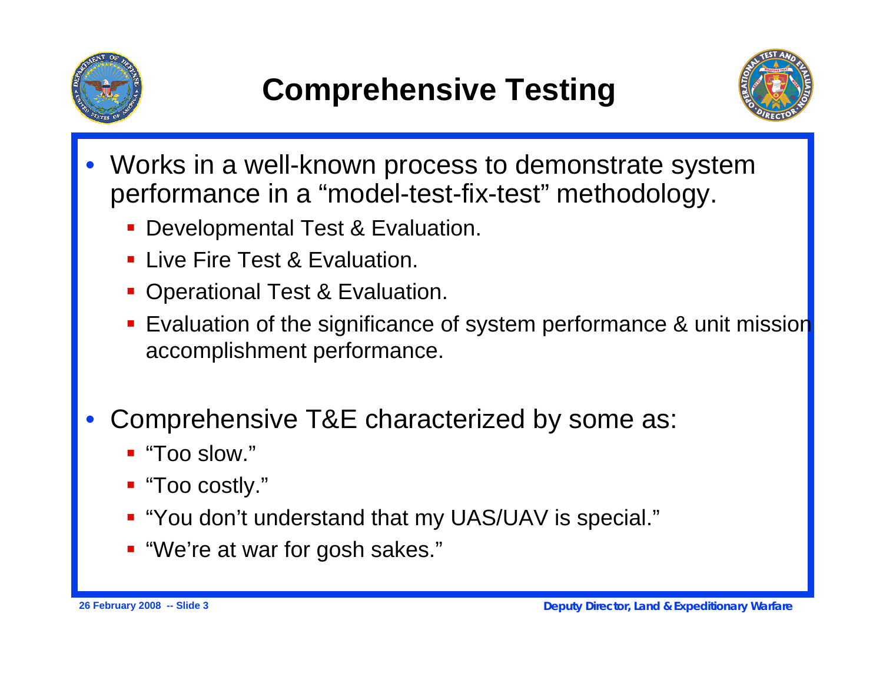# Comprehensive Testing

- Works in a well-known process to demonstrate system performance in a "model-test-fix-test" methodology.
  - Developmental Test & Evaluation.
  - Live Fire Test & Evaluation.
  - Operational Test & Evaluation.
  - Evaluation of the significance of system performance & unit mission accomplishment performance.

- Comprehensive T&E characterized by some as:
  - "Too slow."
  - "Too costly."
  - "You don't understand that my UAS/UAV is special."
  - "We're at war for gosh sakes."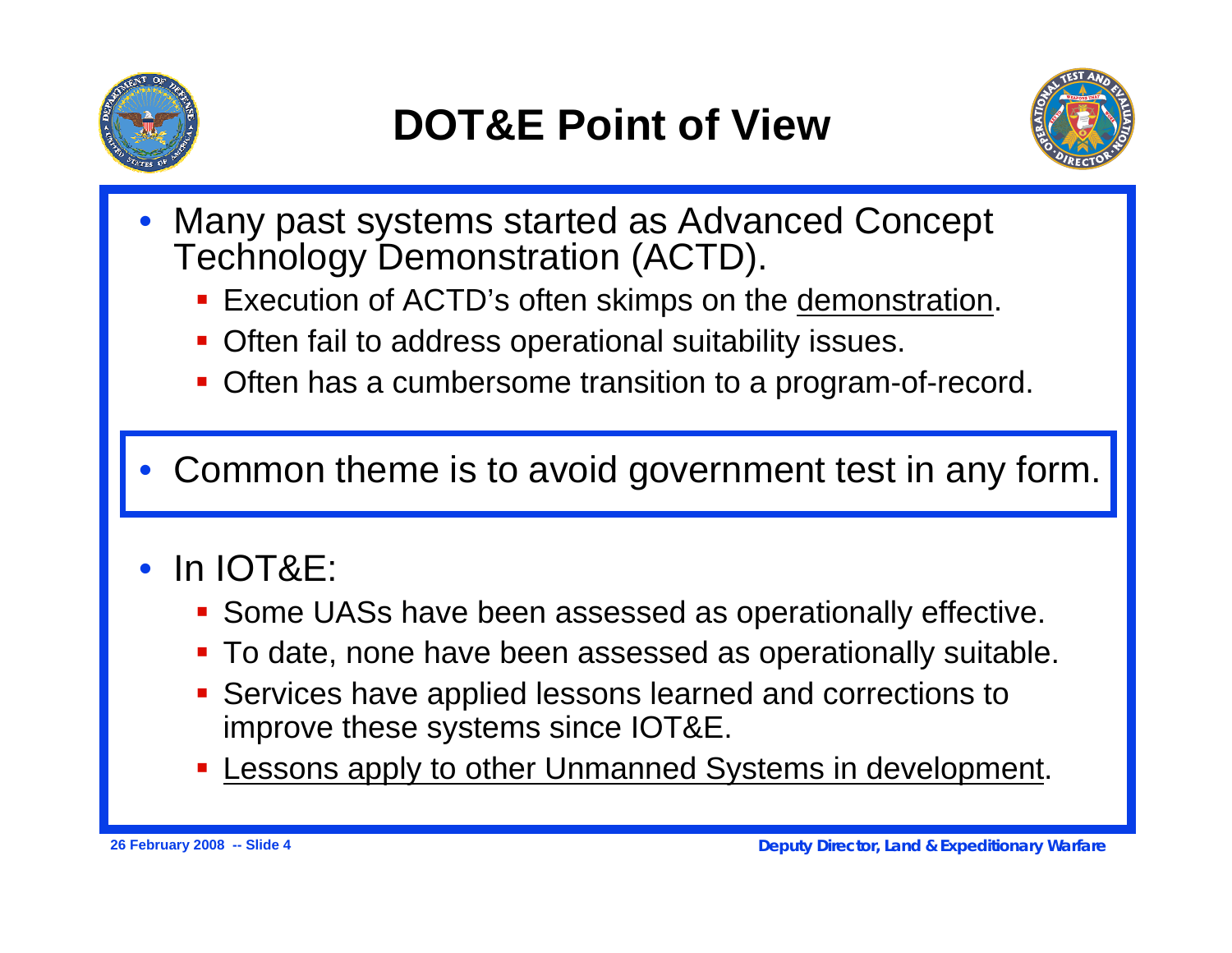# DOT&E Point of View

- Many past systems started as Advanced Concept Technology Demonstration (ACTD).
  - Execution of ACTD's often skimps on the <u>demonstration</u>.
  - Often fail to address operational suitability issues.
  - Often has a cumbersome transition to a program-of-record.

- Common theme is to avoid government test in any form.

- In IOT&E:
  - Some UASs have been assessed as operationally effective.
  - To date, none have been assessed as operationally suitable.
  - Services have applied lessons learned and corrections to improve these systems since IOT&E.
  - <u>Lessons apply to other Unmanned Systems in development</u>.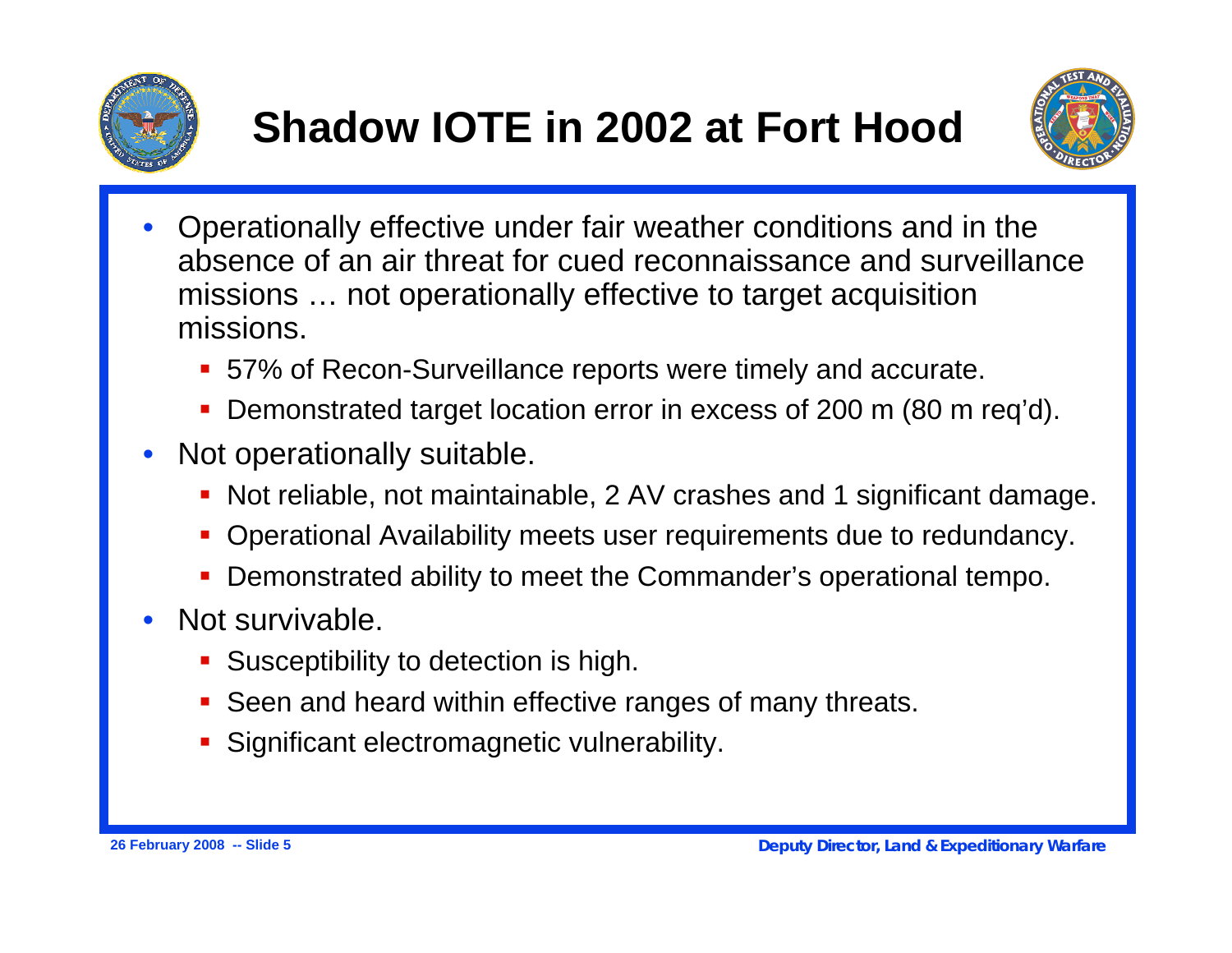# Shadow IOTE in 2002 at Fort Hood

- Operationally effective under fair weather conditions and in the absence of an air threat for cued reconnaissance and surveillance missions … not operationally effective to target acquisition missions.
  - 57% of Recon-Surveillance reports were timely and accurate.
  - Demonstrated target location error in excess of 200 m (80 m req'd).
- Not operationally suitable.
  - Not reliable, not maintainable, 2 AV crashes and 1 significant damage.
  - Operational Availability meets user requirements due to redundancy.
  - Demonstrated ability to meet the Commander's operational tempo.
- Not survivable.
  - Susceptibility to detection is high.
  - Seen and heard within effective ranges of many threats.
  - Significant electromagnetic vulnerability.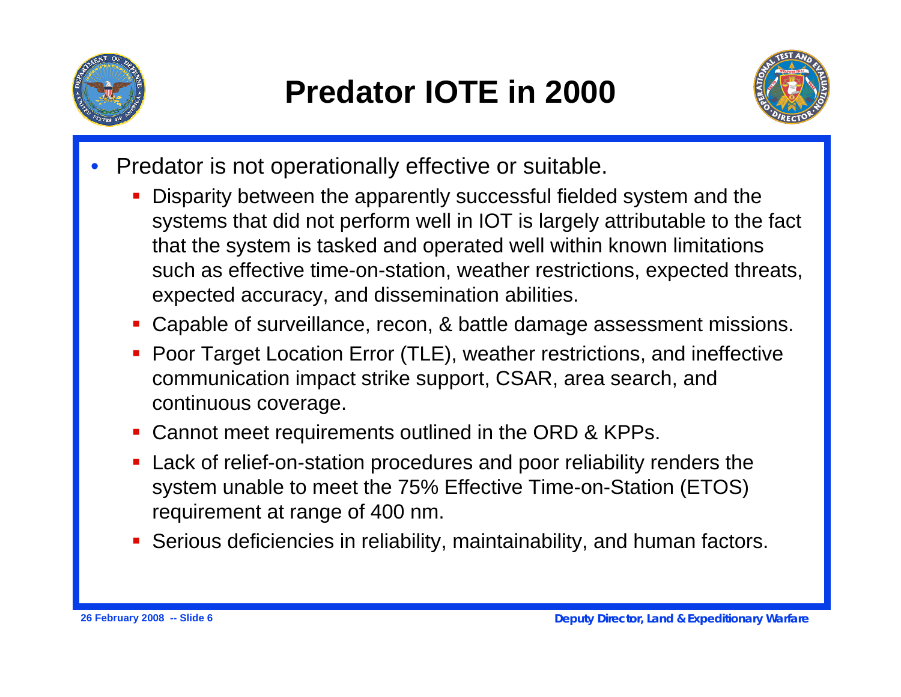# Predator IOTE in 2000

- Predator is not operationally effective or suitable.
  - Disparity between the apparently successful fielded system and the systems that did not perform well in IOT is largely attributable to the fact that the system is tasked and operated well within known limitations such as effective time-on-station, weather restrictions, expected threats, expected accuracy, and dissemination abilities.
  - Capable of surveillance, recon, & battle damage assessment missions.
  - Poor Target Location Error (TLE), weather restrictions, and ineffective communication impact strike support, CSAR, area search, and continuous coverage.
  - Cannot meet requirements outlined in the ORD & KPPs.
  - Lack of relief-on-station procedures and poor reliability renders the system unable to meet the 75% Effective Time-on-Station (ETOS) requirement at range of 400 nm.
  - Serious deficiencies in reliability, maintainability, and human factors.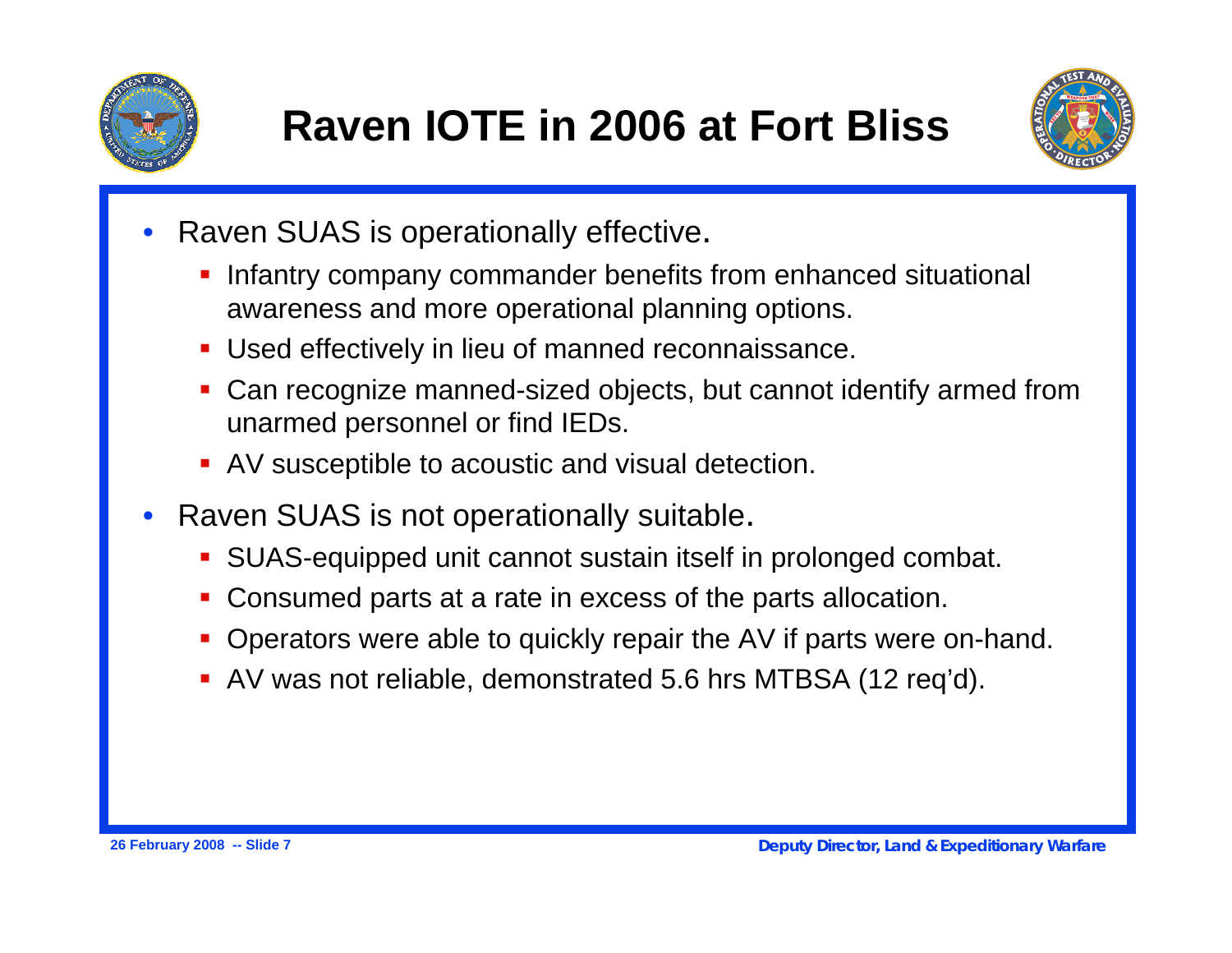# Raven IOTE in 2006 at Fort Bliss

- Raven SUAS is operationally effective.
  - Infantry company commander benefits from enhanced situational awareness and more operational planning options.
  - Used effectively in lieu of manned reconnaissance.
  - Can recognize manned-sized objects, but cannot identify armed from unarmed personnel or find IEDs.
  - AV susceptible to acoustic and visual detection.
- Raven SUAS is not operationally suitable.
  - SUAS-equipped unit cannot sustain itself in prolonged combat.
  - Consumed parts at a rate in excess of the parts allocation.
  - Operators were able to quickly repair the AV if parts were on-hand.
  - AV was not reliable, demonstrated 5.6 hrs MTBSA (12 req'd).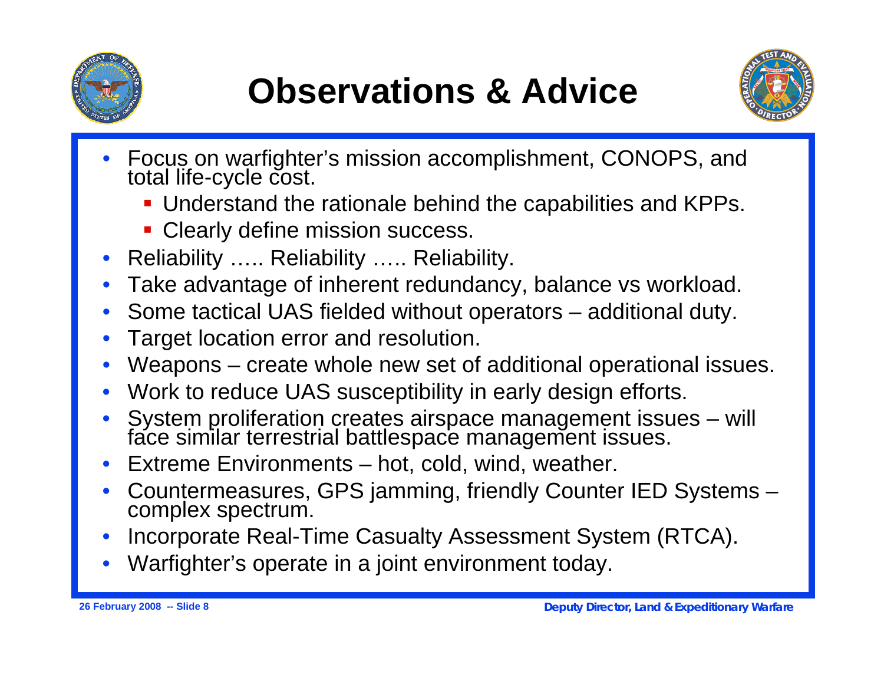# Observations & Advice

- Focus on warfighter's mission accomplishment, CONOPS, and total life-cycle cost.
  - Understand the rationale behind the capabilities and KPPs.
  - Clearly define mission success.
- Reliability ….. Reliability ….. Reliability.
- Take advantage of inherent redundancy, balance vs workload.
- Some tactical UAS fielded without operators – additional duty.
- Target location error and resolution.
- Weapons – create whole new set of additional operational issues.
- Work to reduce UAS susceptibility in early design efforts.
- System proliferation creates airspace management issues – will face similar terrestrial battlespace management issues.
- Extreme Environments – hot, cold, wind, weather.
- Countermeasures, GPS jamming, friendly Counter IED Systems – complex spectrum.
- Incorporate Real-Time Casualty Assessment System (RTCA).
- Warfighter's operate in a joint environment today.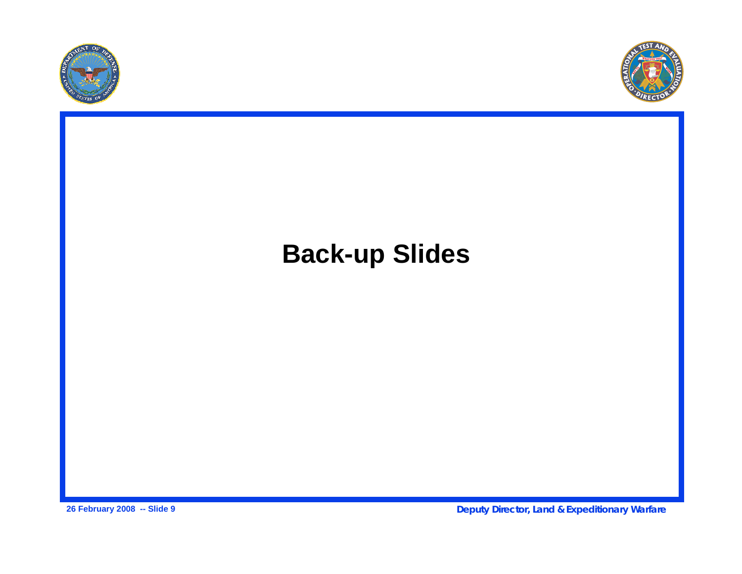# Back-up Slides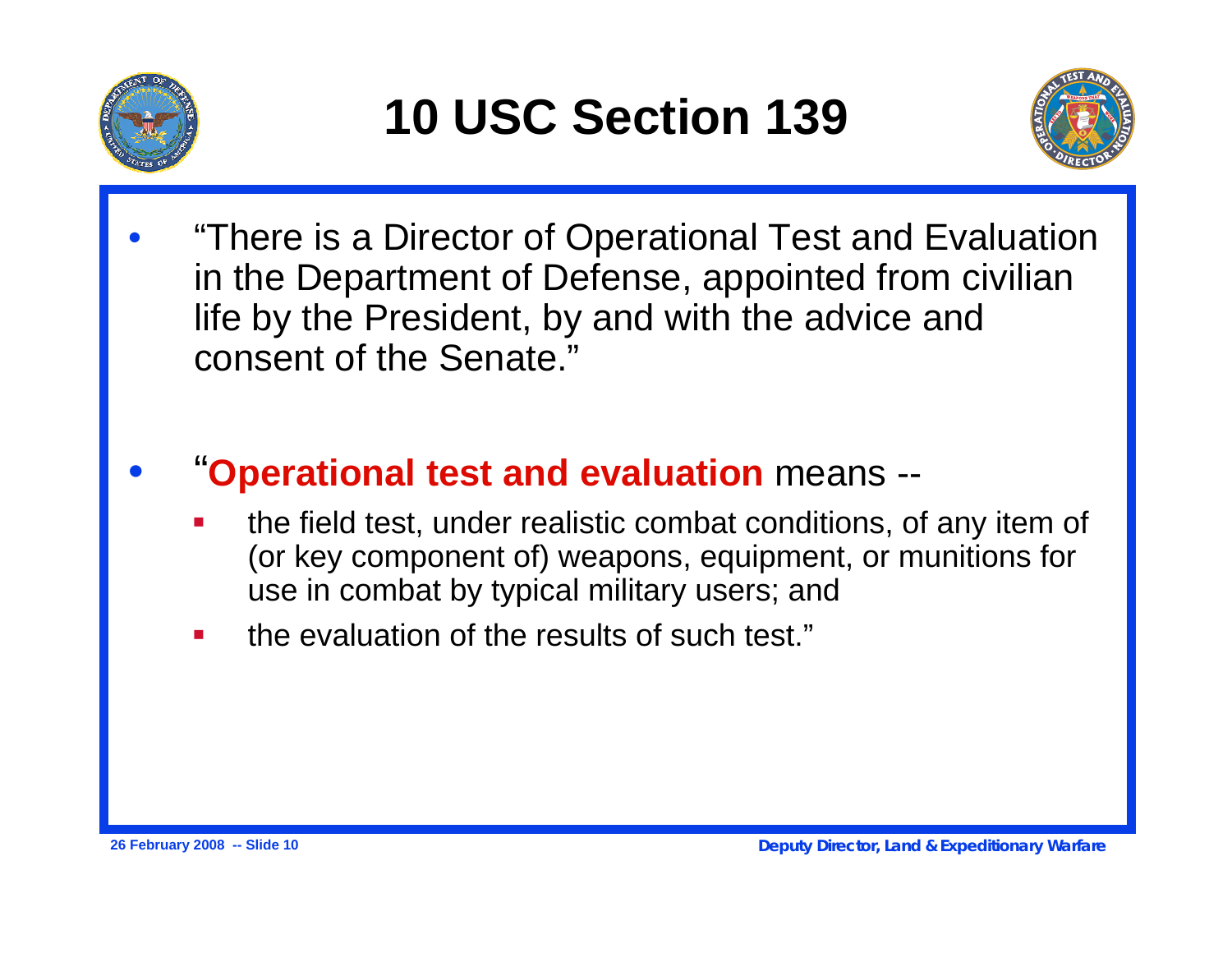# 10 USC Section 139

- "There is a Director of Operational Test and Evaluation in the Department of Defense, appointed from civilian life by the President, by and with the advice and consent of the Senate."

- "**Operational test and evaluation** means --
  - the field test, under realistic combat conditions, of any item of (or key component of) weapons, equipment, or munitions for use in combat by typical military users; and
  - the evaluation of the results of such test."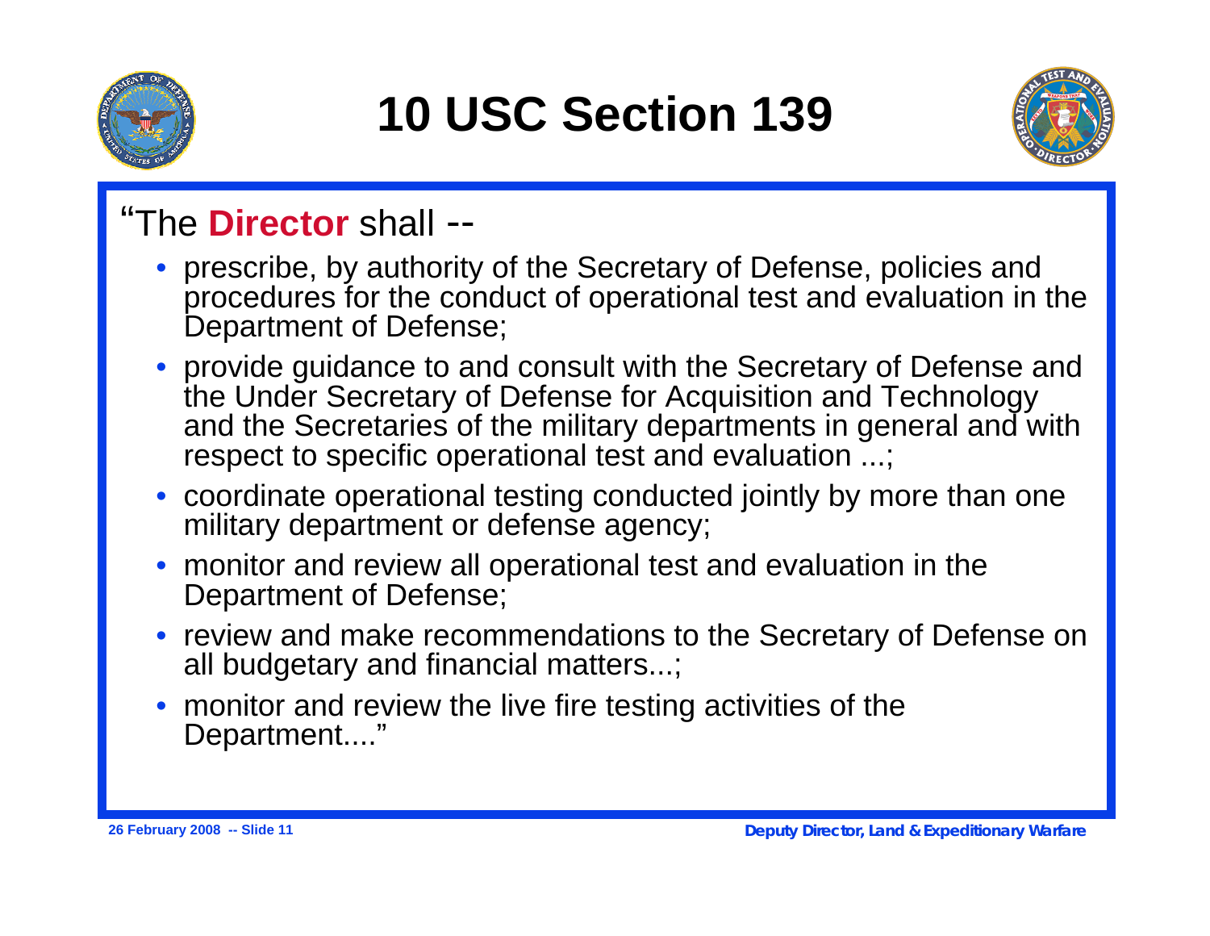# 10 USC Section 139

"The **Director** shall --

- prescribe, by authority of the Secretary of Defense, policies and procedures for the conduct of operational test and evaluation in the Department of Defense;
- provide guidance to and consult with the Secretary of Defense and the Under Secretary of Defense for Acquisition and Technology and the Secretaries of the military departments in general and with respect to specific operational test and evaluation ...;
- coordinate operational testing conducted jointly by more than one military department or defense agency;
- monitor and review all operational test and evaluation in the Department of Defense;
- review and make recommendations to the Secretary of Defense on all budgetary and financial matters...;
- monitor and review the live fire testing activities of the Department...."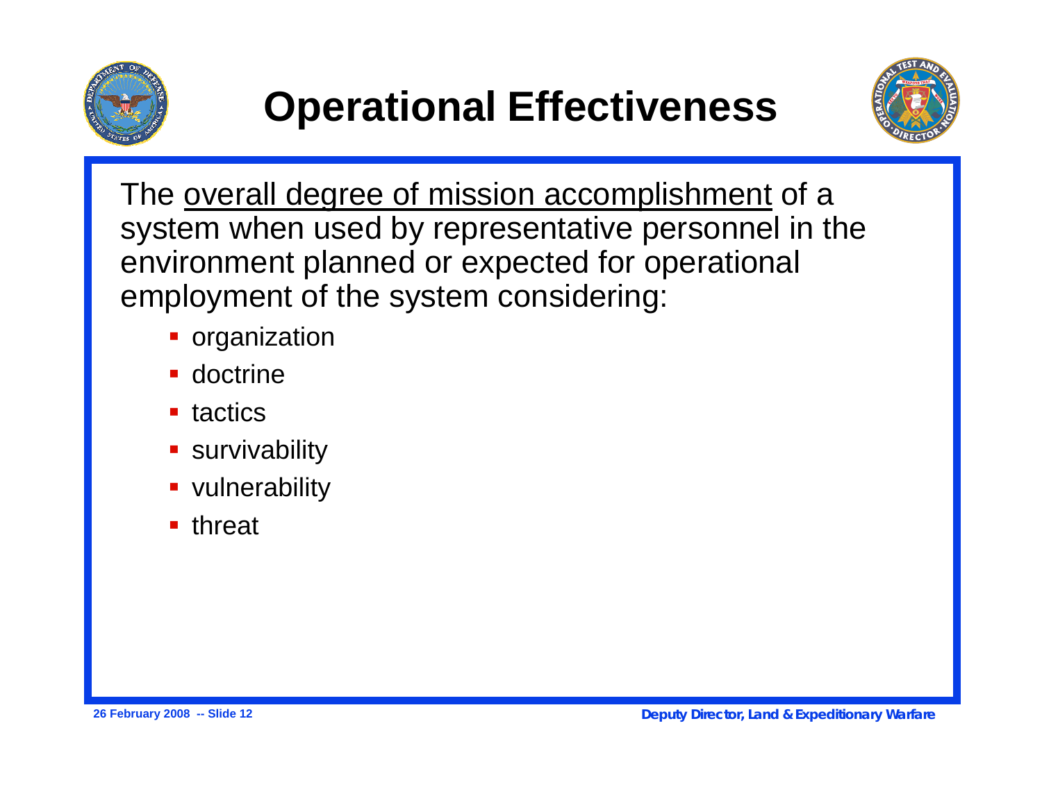# Operational Effectiveness

The <u>overall degree of mission accomplishment</u> of a system when used by representative personnel in the environment planned or expected for operational employment of the system considering:

- organization
- doctrine
- tactics
- survivability
- vulnerability
- threat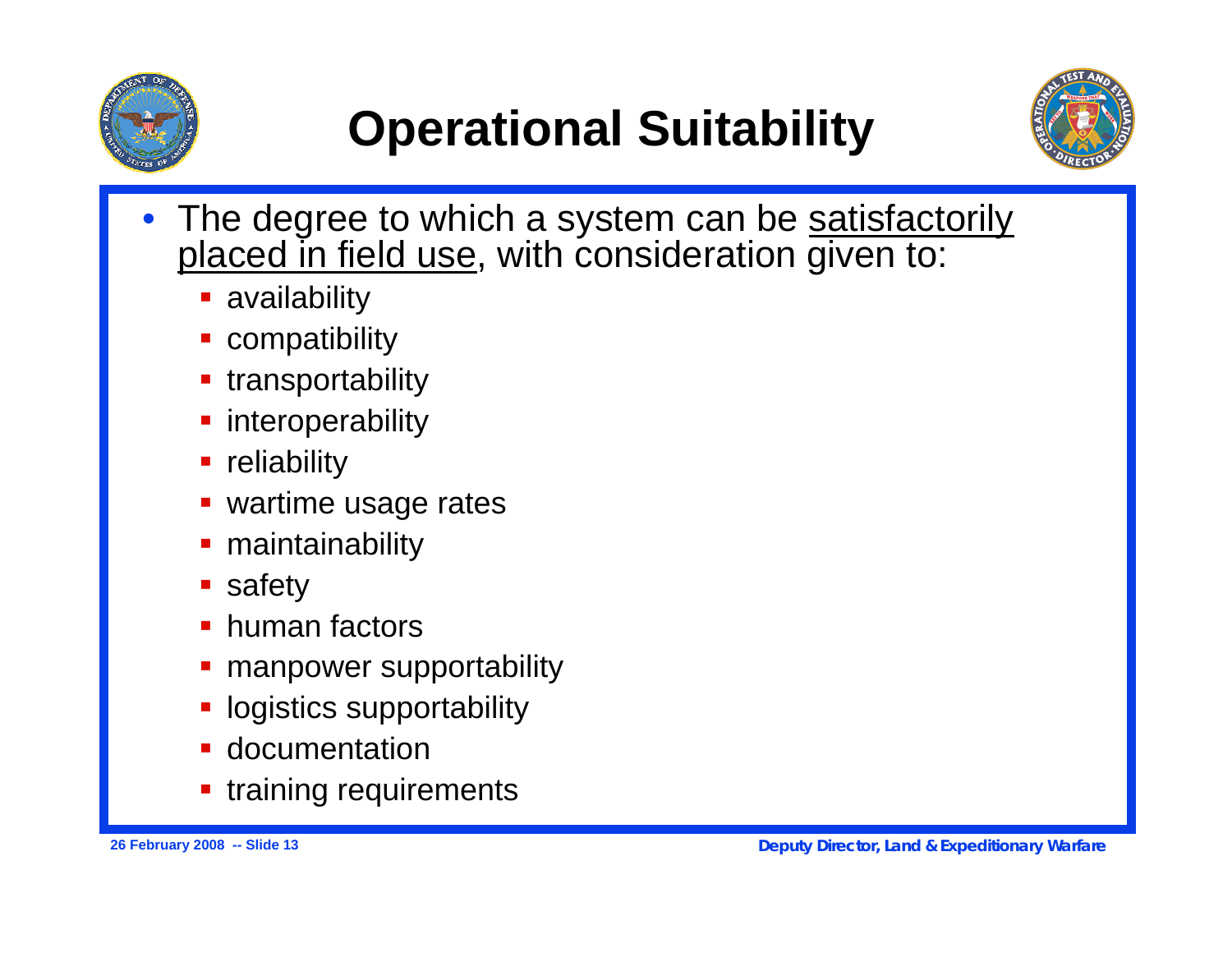# Operational Suitability

- The degree to which a system can be <u>satisfactorily placed in field use</u>, with consideration given to:
  - availability
  - compatibility
  - transportability
  - interoperability
  - reliability
  - wartime usage rates
  - maintainability
  - safety
  - human factors
  - manpower supportability
  - logistics supportability
  - documentation
  - training requirements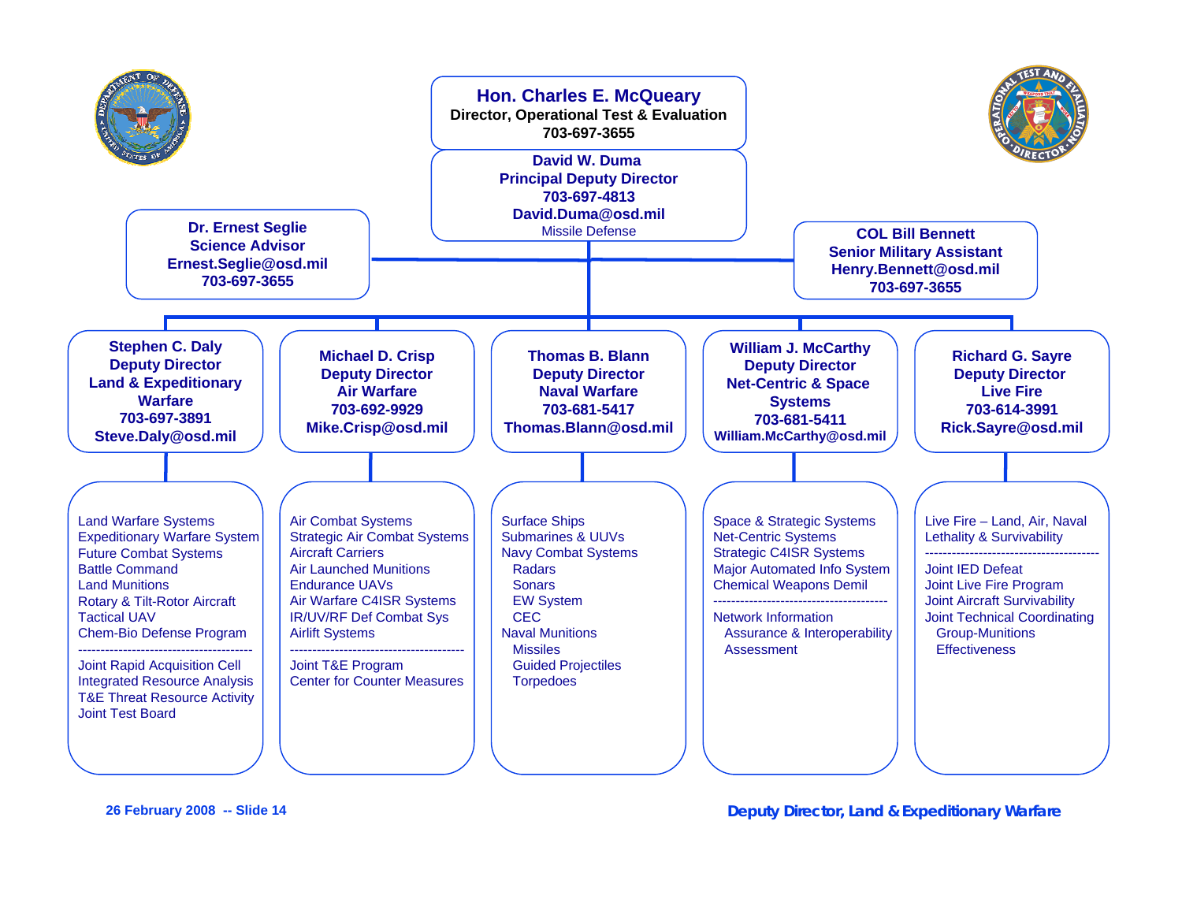**Hon. Charles E. McQueary**
**Director, Operational Test & Evaluation**
**703-697-3655**

**David W. Duma**
**Principal Deputy Director**
**703-697-4813**
**David.Duma@osd.mil**
Missile Defense

**Dr. Ernest Seglie**
**Science Advisor**
**Ernest.Seglie@osd.mil**
**703-697-3655**

**COL Bill Bennett**
**Senior Military Assistant**
**Henry.Bennett@osd.mil**
**703-697-3655**

---

**Stephen C. Daly**
**Deputy Director**
**Land & Expeditionary Warfare**
**703-697-3891**
**Steve.Daly@osd.mil**

- Land Warfare Systems
- Expeditionary Warfare System
- Future Combat Systems
- Battle Command
- Land Munitions
- Rotary & Tilt-Rotor Aircraft
- Tactical UAV
- Chem-Bio Defense Program

---

- Joint Rapid Acquisition Cell
- Integrated Resource Analysis
- T&E Threat Resource Activity
- Joint Test Board

---

**Michael D. Crisp**
**Deputy Director**
**Air Warfare**
**703-692-9929**
**Mike.Crisp@osd.mil**

- Air Combat Systems
- Strategic Air Combat Systems
- Aircraft Carriers
- Air Launched Munitions
- Endurance UAVs
- Air Warfare C4ISR Systems
- IR/UV/RF Def Combat Sys
- Airlift Systems

---

- Joint T&E Program
- Center for Counter Measures

---

**Thomas B. Blann**
**Deputy Director**
**Naval Warfare**
**703-681-5417**
**Thomas.Blann@osd.mil**

- Surface Ships
- Submarines & UUVs
- Navy Combat Systems
  - Radars
  - Sonars
  - EW System
  - CEC
- Naval Munitions
  - Missiles
  - Guided Projectiles
  - Torpedoes

---

**William J. McCarthy**
**Deputy Director**
**Net-Centric & Space Systems**
**703-681-5411**
**William.McCarthy@osd.mil**

- Space & Strategic Systems
- Net-Centric Systems
- Strategic C4ISR Systems
- Major Automated Info System
- Chemical Weapons Demil

---

- Network Information Assurance & Interoperability Assessment

---

**Richard G. Sayre**
**Deputy Director**
**Live Fire**
**703-614-3991**
**Rick.Sayre@osd.mil**

- Live Fire – Land, Air, Naval Lethality & Survivability

---

- Joint IED Defeat
- Joint Live Fire Program
- Joint Aircraft Survivability
- Joint Technical Coordinating Group-Munitions Effectiveness

---

26 February 2008 -- Slide 14

Deputy Director, Land & Expeditionary Warfare